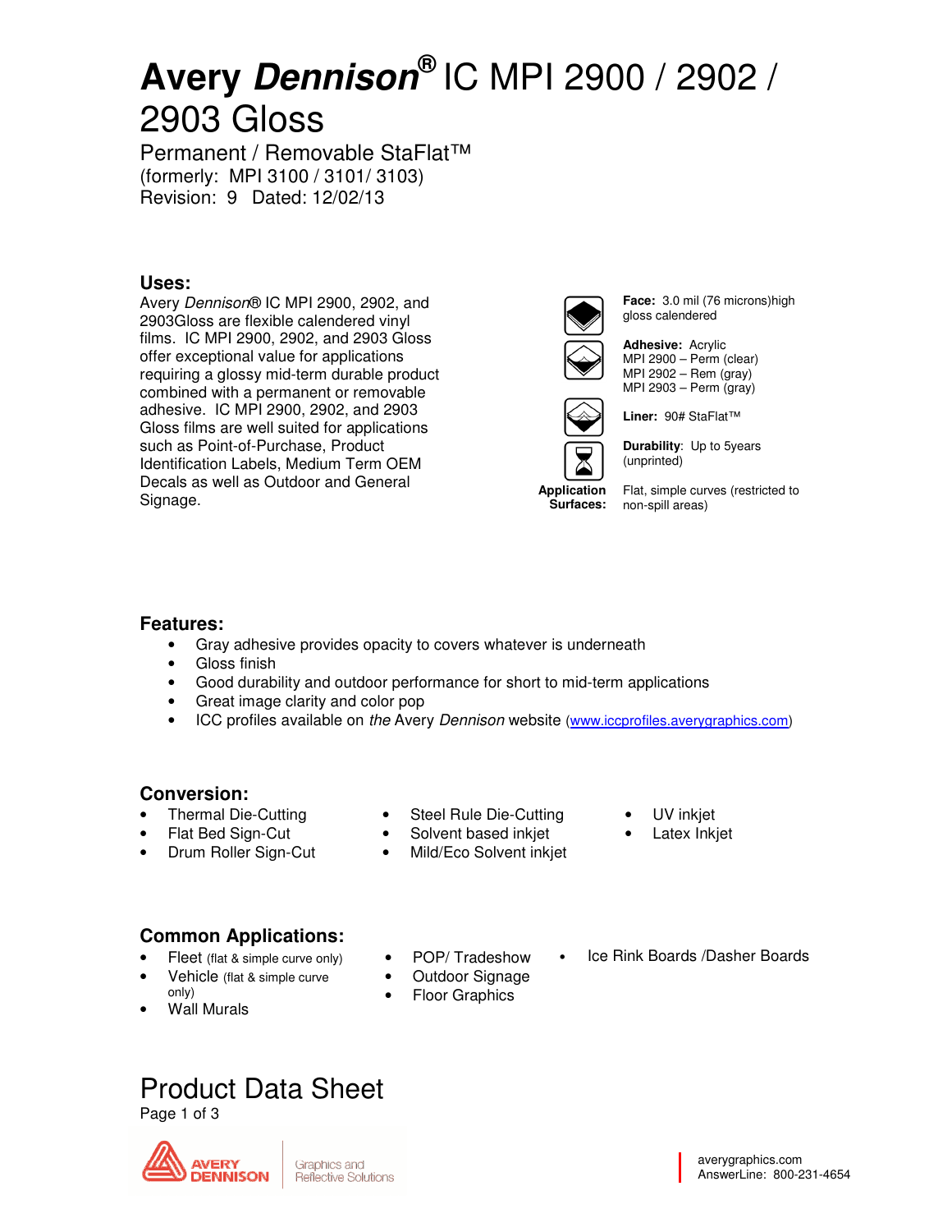# Avery *Dennison*® IC MPI 2900 / 2902 / 2903 Gloss

Permanent / Removable StaFlat™
(formerly: MPI 3100 / 3101/ 3103)
Revision: 9 Dated: 12/02/13

## Uses:

Avery *Dennison*® IC MPI 2900, 2902, and 2903Gloss are flexible calendered vinyl films. IC MPI 2900, 2902, and 2903 Gloss offer exceptional value for applications requiring a glossy mid-term durable product combined with a permanent or removable adhesive. IC MPI 2900, 2902, and 2903 Gloss films are well suited for applications such as Point-of-Purchase, Product Identification Labels, Medium Term OEM Decals as well as Outdoor and General Signage.

**Face:** 3.0 mil (76 microns)high gloss calendered

**Adhesive:** Acrylic
MPI 2900 – Perm (clear)
MPI 2902 – Rem (gray)
MPI 2903 – Perm (gray)

**Liner:** 90# StaFlat™

**Durability**: Up to 5years (unprinted)

**Application Surfaces:** Flat, simple curves (restricted to non-spill areas)

## Features:

- Gray adhesive provides opacity to covers whatever is underneath
- Gloss finish
- Good durability and outdoor performance for short to mid-term applications
- Great image clarity and color pop
- ICC profiles available on *the* Avery *Dennison* website (www.iccprofiles.averygraphics.com)

## Conversion:

- Thermal Die-Cutting
- Flat Bed Sign-Cut
- Drum Roller Sign-Cut
- Steel Rule Die-Cutting
- Solvent based inkjet
- Mild/Eco Solvent inkjet
- UV inkjet
- Latex Inkjet

## Common Applications:

- Fleet (flat & simple curve only)
- Vehicle (flat & simple curve only)
- Wall Murals
- POP/ Tradeshow
- Outdoor Signage
- Floor Graphics
- Ice Rink Boards /Dasher Boards

# Product Data Sheet

averygraphics.com
AnswerLine: 800-231-4654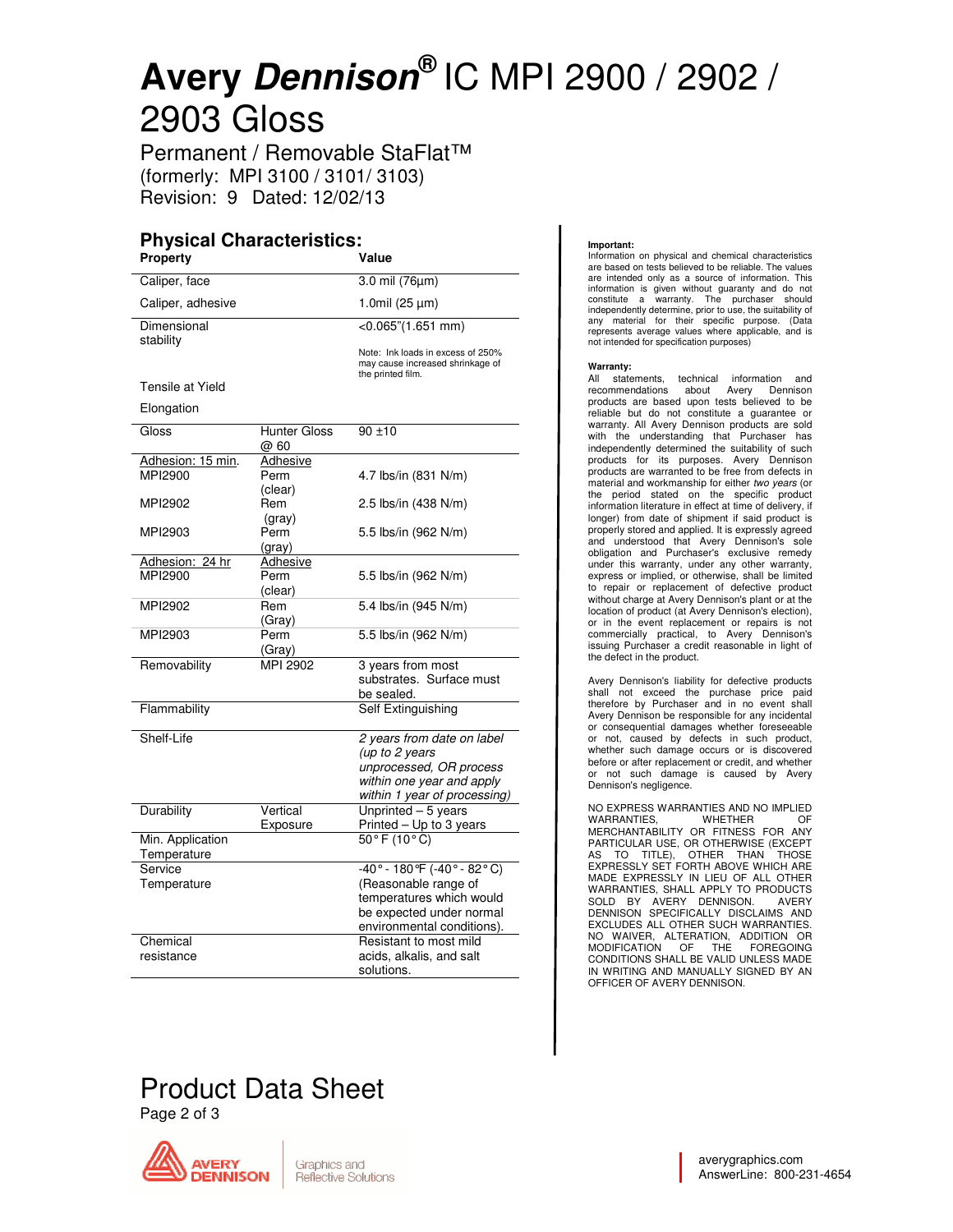# Avery *Dennison*® IC MPI 2900 / 2902 / 2903 Gloss

Permanent / Removable StaFlat™
(formerly: MPI 3100 / 3101/ 3103)
Revision: 9 Dated: 12/02/13

## Physical Characteristics:

| Property | | Value |
|---|---|---|
| Caliper, face | | 3.0 mil (76µm) |
| Caliper, adhesive | | 1.0mil (25 µm) |
| Dimensional stability | | <0.065"(1.651 mm)<br>Note: Ink loads in excess of 250% may cause increased shrinkage of the printed film. |
| Tensile at Yield | | |
| Elongation | | |
| Gloss | Hunter Gloss @ 60 | 90 ±10 |
| Adhesion: 15 min. | Adhesive | |
| MPI2900 | Perm (clear) | 4.7 lbs/in (831 N/m) |
| MPI2902 | Rem (gray) | 2.5 lbs/in (438 N/m) |
| MPI2903 | Perm (gray) | 5.5 lbs/in (962 N/m) |
| Adhesion: 24 hr | Adhesive | |
| MPI2900 | Perm (clear) | 5.5 lbs/in (962 N/m) |
| MPI2902 | Rem (Gray) | 5.4 lbs/in (945 N/m) |
| MPI2903 | Perm (Gray) | 5.5 lbs/in (962 N/m) |
| Removability | MPI 2902 | 3 years from most substrates. Surface must be sealed. |
| Flammability | | Self Extinguishing |
| Shelf-Life | | *2 years from date on label (up to 2 years unprocessed, OR process within one year and apply within 1 year of processing)* |
| Durability | Vertical Exposure | Unprinted – 5 years<br>Printed – Up to 3 years |
| Min. Application Temperature | | 50° F (10° C) |
| Service Temperature | | -40° - 180°F (-40° - 82° C) (Reasonable range of temperatures which would be expected under normal environmental conditions). |
| Chemical resistance | | Resistant to most mild acids, alkalis, and salt solutions. |

**Important:**
Information on physical and chemical characteristics are based on tests believed to be reliable. The values are intended only as a source of information. This information is given without guaranty and do not constitute a warranty. The purchaser should independently determine, prior to use, the suitability of any material for their specific purpose. (Data represents average values where applicable, and is not intended for specification purposes)

**Warranty:**
All statements, technical information and recommendations about Avery Dennison products are based upon tests believed to be reliable but do not constitute a guarantee or warranty. All Avery Dennison products are sold with the understanding that Purchaser has independently determined the suitability of such products for its purposes. Avery Dennison products are warranted to be free from defects in material and workmanship for either *two years* (or the period stated on the specific product information literature in effect at time of delivery, if longer) from date of shipment if said product is properly stored and applied. It is expressly agreed and understood that Avery Dennison's sole obligation and Purchaser's exclusive remedy under this warranty, under any other warranty, express or implied, or otherwise, shall be limited to repair or replacement of defective product without charge at Avery Dennison's plant or at the location of product (at Avery Dennison's election), or in the event replacement or repairs is not commercially practical, to Avery Dennison's issuing Purchaser a credit reasonable in light of the defect in the product.

Avery Dennison's liability for defective products shall not exceed the purchase price paid therefore by Purchaser and in no event shall Avery Dennison be responsible for any incidental or consequential damages whether foreseeable or not, caused by defects in such product, whether such damage occurs or is discovered before or after replacement or credit, and whether or not such damage is caused by Avery Dennison's negligence.

NO EXPRESS WARRANTIES AND NO IMPLIED WARRANTIES, WHETHER OF MERCHANTABILITY OR FITNESS FOR ANY PARTICULAR USE, OR OTHERWISE (EXCEPT AS TO TITLE), OTHER THAN THOSE EXPRESSLY SET FORTH ABOVE WHICH ARE MADE EXPRESSLY IN LIEU OF ALL OTHER WARRANTIES, SHALL APPLY TO PRODUCTS SOLD BY AVERY DENNISON. AVERY DENNISON SPECIFICALLY DISCLAIMS AND EXCLUDES ALL OTHER SUCH WARRANTIES. NO WAIVER, ALTERATION, ADDITION OR MODIFICATION OF THE FOREGOING CONDITIONS SHALL BE VALID UNLESS MADE IN WRITING AND MANUALLY SIGNED BY AN OFFICER OF AVERY DENNISON.

# Product Data Sheet

averygraphics.com
AnswerLine: 800-231-4654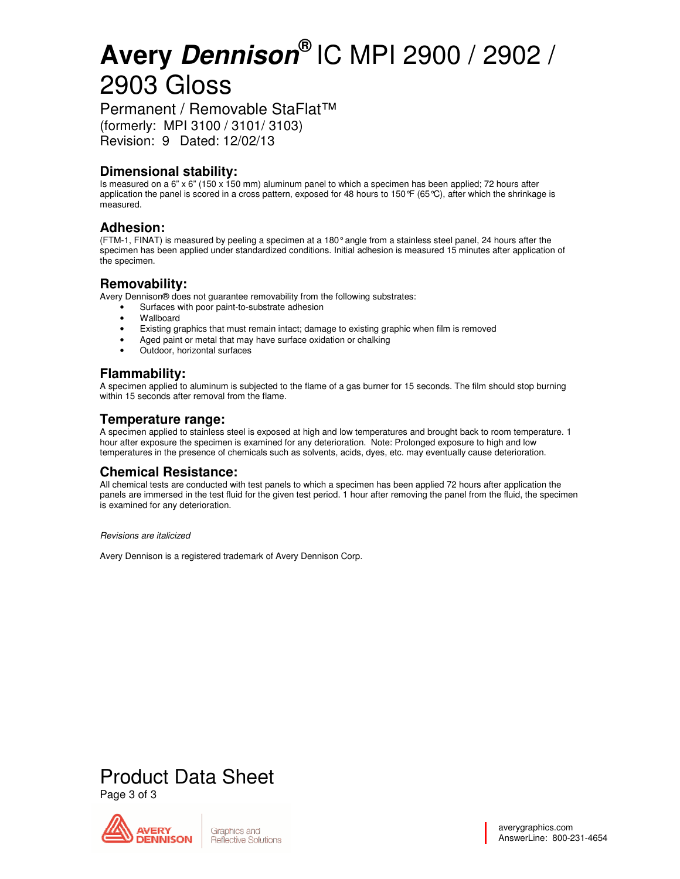# **Avery *Dennison*®** IC MPI 2900 / 2902 / 2903 Gloss

Permanent / Removable StaFlat™
(formerly: MPI 3100 / 3101/ 3103)
Revision: 9 Dated: 12/02/13

## Dimensional stability:

Is measured on a 6" x 6" (150 x 150 mm) aluminum panel to which a specimen has been applied; 72 hours after application the panel is scored in a cross pattern, exposed for 48 hours to 150°F (65°C), after which the shrinkage is measured.

## Adhesion:

(FTM-1, FINAT) is measured by peeling a specimen at a 180° angle from a stainless steel panel, 24 hours after the specimen has been applied under standardized conditions. Initial adhesion is measured 15 minutes after application of the specimen.

## Removability:

Avery Dennison® does not guarantee removability from the following substrates:

- Surfaces with poor paint-to-substrate adhesion
- Wallboard
- Existing graphics that must remain intact; damage to existing graphic when film is removed
- Aged paint or metal that may have surface oxidation or chalking
- Outdoor, horizontal surfaces

## Flammability:

A specimen applied to aluminum is subjected to the flame of a gas burner for 15 seconds. The film should stop burning within 15 seconds after removal from the flame.

## Temperature range:

A specimen applied to stainless steel is exposed at high and low temperatures and brought back to room temperature. 1 hour after exposure the specimen is examined for any deterioration. Note: Prolonged exposure to high and low temperatures in the presence of chemicals such as solvents, acids, dyes, etc. may eventually cause deterioration.

## Chemical Resistance:

All chemical tests are conducted with test panels to which a specimen has been applied 72 hours after application the panels are immersed in the test fluid for the given test period. 1 hour after removing the panel from the fluid, the specimen is examined for any deterioration.

*Revisions are italicized*

Avery Dennison is a registered trademark of Avery Dennison Corp.

Product Data Sheet

Graphics and Reflective Solutions

averygraphics.com
AnswerLine: 800-231-4654